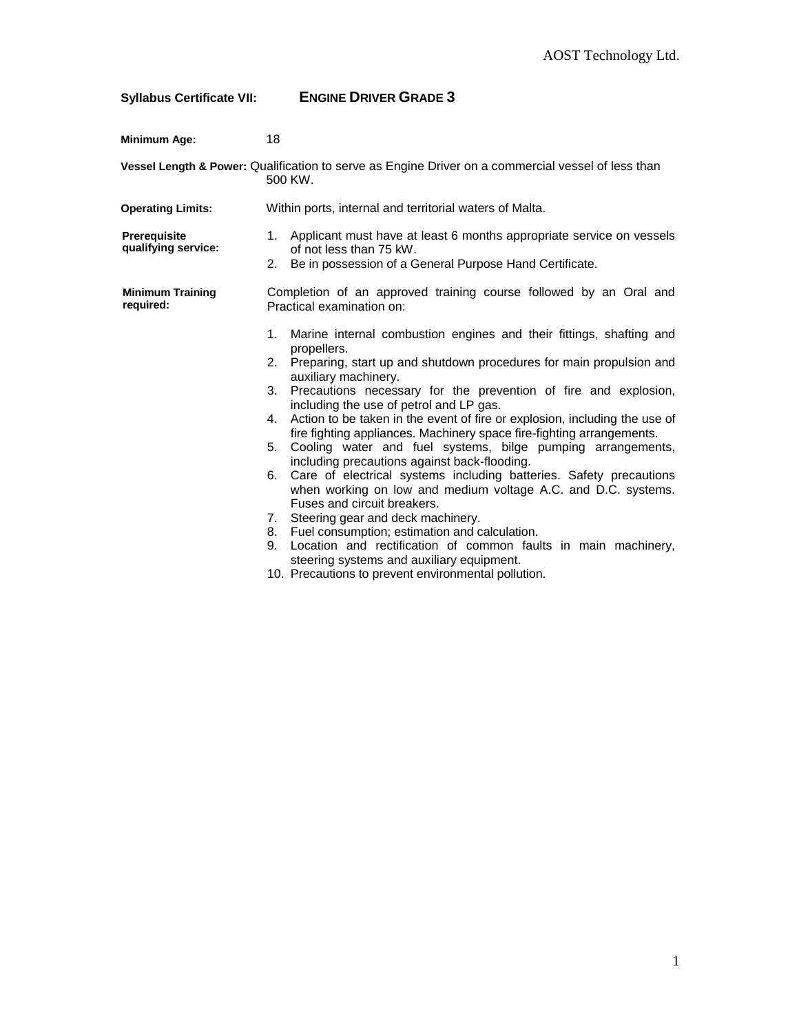## Syllabus Certificate VII: **ENGINE DRIVER GRADE 3**

**Minimum Age:** 18

**Vessel Length & Power:** Qualification to serve as Engine Driver on a commercial vessel of less than 500 KW.

**Operating Limits:** Within ports, internal and territorial waters of Malta.

**Prerequisite qualifying service:**

1. Applicant must have at least 6 months appropriate service on vessels of not less than 75 kW.
2. Be in possession of a General Purpose Hand Certificate.

**Minimum Training required:**

Completion of an approved training course followed by an Oral and Practical examination on:

1. Marine internal combustion engines and their fittings, shafting and propellers.
2. Preparing, start up and shutdown procedures for main propulsion and auxiliary machinery.
3. Precautions necessary for the prevention of fire and explosion, including the use of petrol and LP gas.
4. Action to be taken in the event of fire or explosion, including the use of fire fighting appliances. Machinery space fire-fighting arrangements.
5. Cooling water and fuel systems, bilge pumping arrangements, including precautions against back-flooding.
6. Care of electrical systems including batteries. Safety precautions when working on low and medium voltage A.C. and D.C. systems. Fuses and circuit breakers.
7. Steering gear and deck machinery.
8. Fuel consumption; estimation and calculation.
9. Location and rectification of common faults in main machinery, steering systems and auxiliary equipment.
10. Precautions to prevent environmental pollution.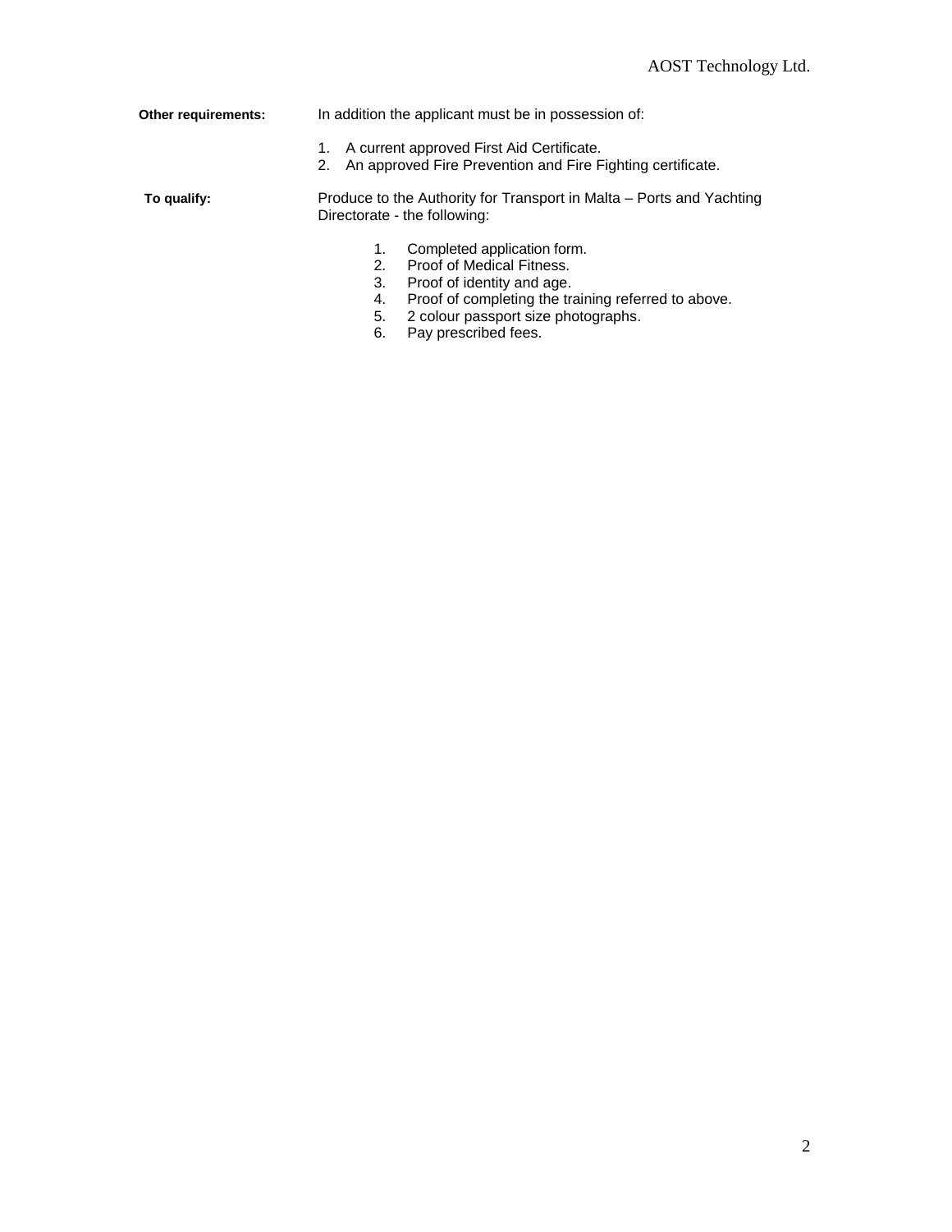**Other requirements:** In addition the applicant must be in possession of:

1. A current approved First Aid Certificate.
2. An approved Fire Prevention and Fire Fighting certificate.

**To qualify:** Produce to the Authority for Transport in Malta – Ports and Yachting Directorate - the following:

1. Completed application form.
2. Proof of Medical Fitness.
3. Proof of identity and age.
4. Proof of completing the training referred to above.
5. 2 colour passport size photographs.
6. Pay prescribed fees.